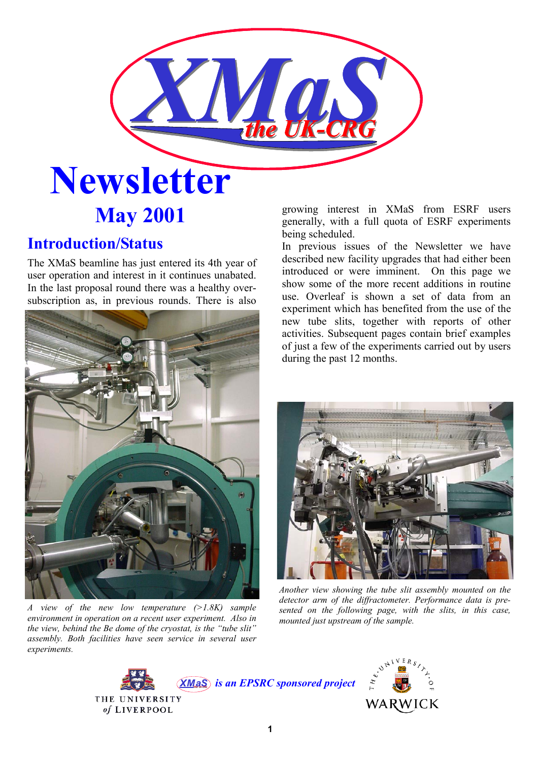# XMaS the UK-CRG

# Newsletter

## May 2001

## Introduction/Status

The XMaS beamline has just entered its 4th year of user operation and interest in it continues unabated. In the last proposal round there was a healthy over-subscription as, in previous rounds. There is also growing interest in XMaS from ESRF users generally, with a full quota of ESRF experiments being scheduled.

In previous issues of the Newsletter we have described new facility upgrades that had either been introduced or were imminent. On this page we show some of the more recent additions in routine use. Overleaf is shown a set of data from an experiment which has benefited from the use of the new tube slits, together with reports of other activities. Subsequent pages contain brief examples of just a few of the experiments carried out by users during the past 12 months.

*A view of the new low temperature (>1.8K) sample environment in operation on a recent user experiment. Also in the view, behind the Be dome of the cryostat, is the "tube slit" assembly. Both facilities have seen service in several user experiments.*

*Another view showing the tube slit assembly mounted on the detector arm of the diffractometer. Performance data is presented on the following page, with the slits, in this case, mounted just upstream of the sample.*

THE UNIVERSITY of LIVERPOOL

**XMaS** ***is an EPSRC sponsored project***

THE UNIVERSITY OF WARWICK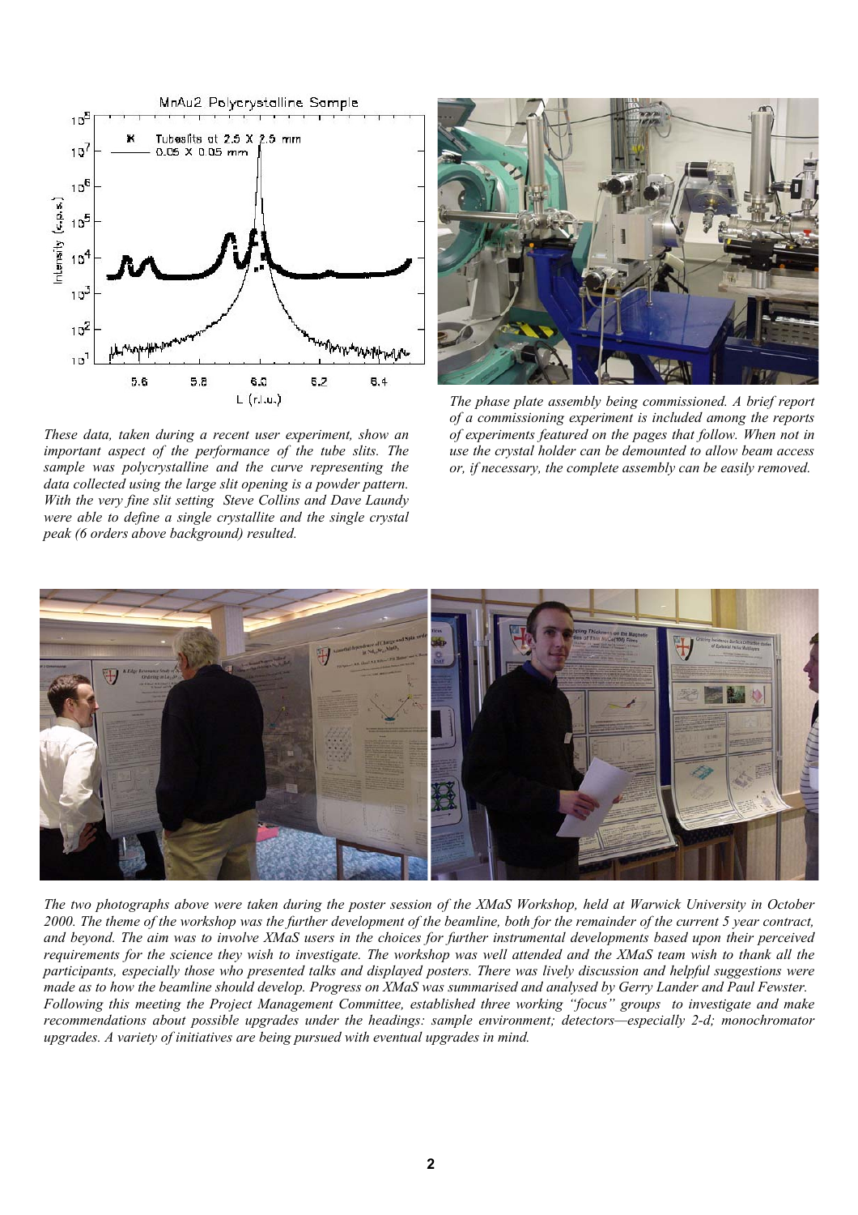These data, taken during a recent user experiment, show an important aspect of the performance of the tube slits. The sample was polycrystalline and the curve representing the data collected using the large slit opening is a powder pattern. With the very fine slit setting Steve Collins and Dave Laundy were able to define a single crystallite and the single crystal peak (6 orders above background) resulted.

*The phase plate assembly being commissioned. A brief report of a commissioning experiment is included among the reports of experiments featured on the pages that follow. When not in use the crystal holder can be demounted to allow beam access or, if necessary, the complete assembly can be easily removed.*

*The two photographs above were taken during the poster session of the XMaS Workshop, held at Warwick University in October 2000. The theme of the workshop was the further development of the beamline, both for the remainder of the current 5 year contract, and beyond. The aim was to involve XMaS users in the choices for further instrumental developments based upon their perceived requirements for the science they wish to investigate. The workshop was well attended and the XMaS team wish to thank all the participants, especially those who presented talks and displayed posters. There was lively discussion and helpful suggestions were made as to how the beamline should develop. Progress on XMaS was summarised and analysed by Gerry Lander and Paul Fewster. Following this meeting the Project Management Committee, established three working "focus" groups to investigate and make recommendations about possible upgrades under the headings: sample environment; detectors—especially 2-d; monochromator upgrades. A variety of initiatives are being pursued with eventual upgrades in mind.*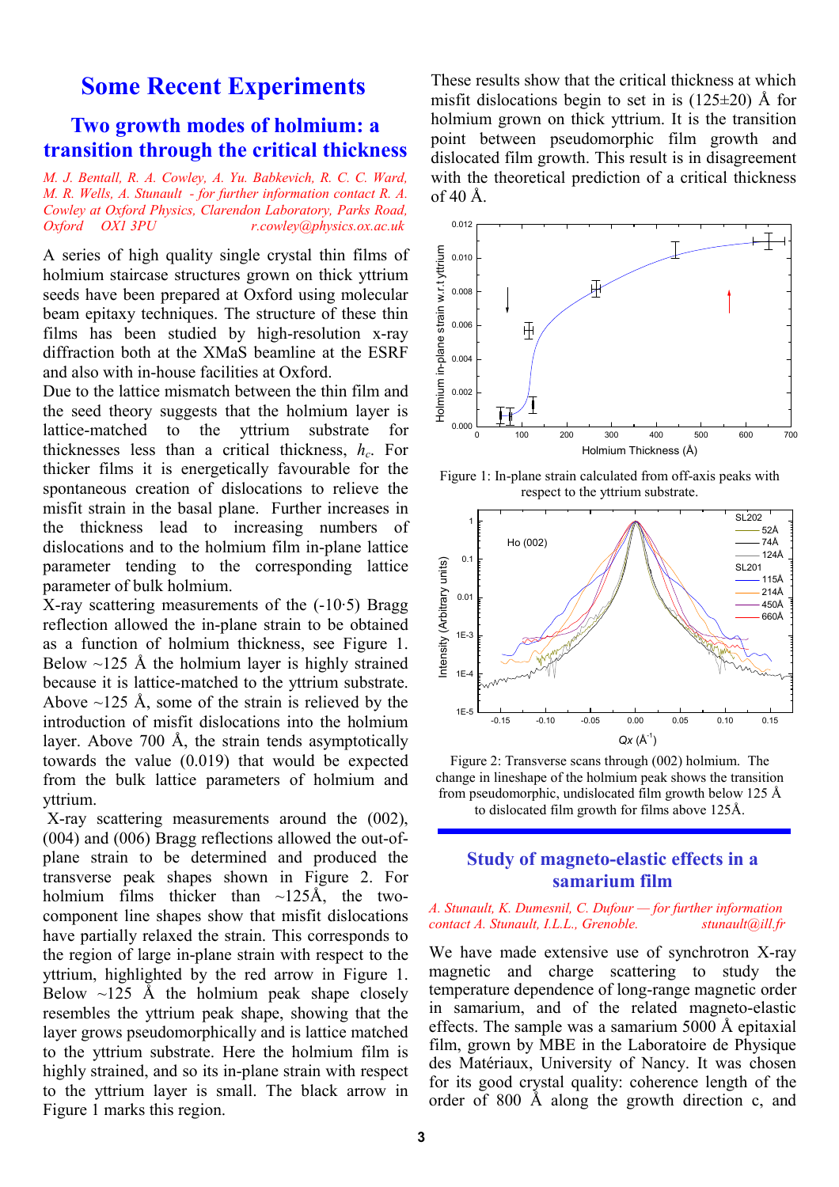# Some Recent Experiments

## Two growth modes of holmium: a transition through the critical thickness

*M. J. Bentall, R. A. Cowley, A. Yu. Babkevich, R. C. C. Ward, M. R. Wells, A. Stunault - for further information contact R. A. Cowley at Oxford Physics, Clarendon Laboratory, Parks Road, Oxford OX1 3PU r.cowley@physics.ox.ac.uk*

A series of high quality single crystal thin films of holmium staircase structures grown on thick yttrium seeds have been prepared at Oxford using molecular beam epitaxy techniques. The structure of these thin films has been studied by high-resolution x-ray diffraction both at the XMaS beamline at the ESRF and also with in-house facilities at Oxford.

Due to the lattice mismatch between the thin film and the seed theory suggests that the holmium layer is lattice-matched to the yttrium substrate for thicknesses less than a critical thickness, $h_c$. For thicker films it is energetically favourable for the spontaneous creation of dislocations to relieve the misfit strain in the basal plane. Further increases in the thickness lead to increasing numbers of dislocations and to the holmium film in-plane lattice parameter tending to the corresponding lattice parameter of bulk holmium.

X-ray scattering measurements of the (-10·5) Bragg reflection allowed the in-plane strain to be obtained as a function of holmium thickness, see Figure 1. Below ~125 Å the holmium layer is highly strained because it is lattice-matched to the yttrium substrate. Above ~125 Å, some of the strain is relieved by the introduction of misfit dislocations into the holmium layer. Above 700 Å, the strain tends asymptotically towards the value (0.019) that would be expected from the bulk lattice parameters of holmium and yttrium.

X-ray scattering measurements around the (002), (004) and (006) Bragg reflections allowed the out-of-plane strain to be determined and produced the transverse peak shapes shown in Figure 2. For holmium films thicker than ~125Å, the two-component line shapes show that misfit dislocations have partially relaxed the strain. This corresponds to the region of large in-plane strain with respect to the yttrium, highlighted by the red arrow in Figure 1. Below ~125 Å the holmium peak shape closely resembles the yttrium peak shape, showing that the layer grows pseudomorphically and is lattice matched to the yttrium substrate. Here the holmium film is highly strained, and so its in-plane strain with respect to the yttrium layer is small. The black arrow in Figure 1 marks this region.

These results show that the critical thickness at which misfit dislocations begin to set in is (125±20) Å for holmium grown on thick yttrium. It is the transition point between pseudomorphic film growth and dislocated film growth. This result is in disagreement with the theoretical prediction of a critical thickness of 40 Å.

Figure 1: In-plane strain calculated from off-axis peaks with respect to the yttrium substrate.

Figure 2: Transverse scans through (002) holmium. The change in lineshape of the holmium peak shows the transition from pseudomorphic, undislocated film growth below 125 Å to dislocated film growth for films above 125Å.

## Study of magneto-elastic effects in a samarium film

*A. Stunault, K. Dumesnil, C. Dufour — for further information contact A. Stunault, I.L.L., Grenoble. stunault@ill.fr*

We have made extensive use of synchrotron X-ray magnetic and charge scattering to study the temperature dependence of long-range magnetic order in samarium, and of the related magneto-elastic effects. The sample was a samarium 5000 Å epitaxial film, grown by MBE in the Laboratoire de Physique des Matériaux, University of Nancy. It was chosen for its good crystal quality: coherence length of the order of 800 Å along the growth direction c, and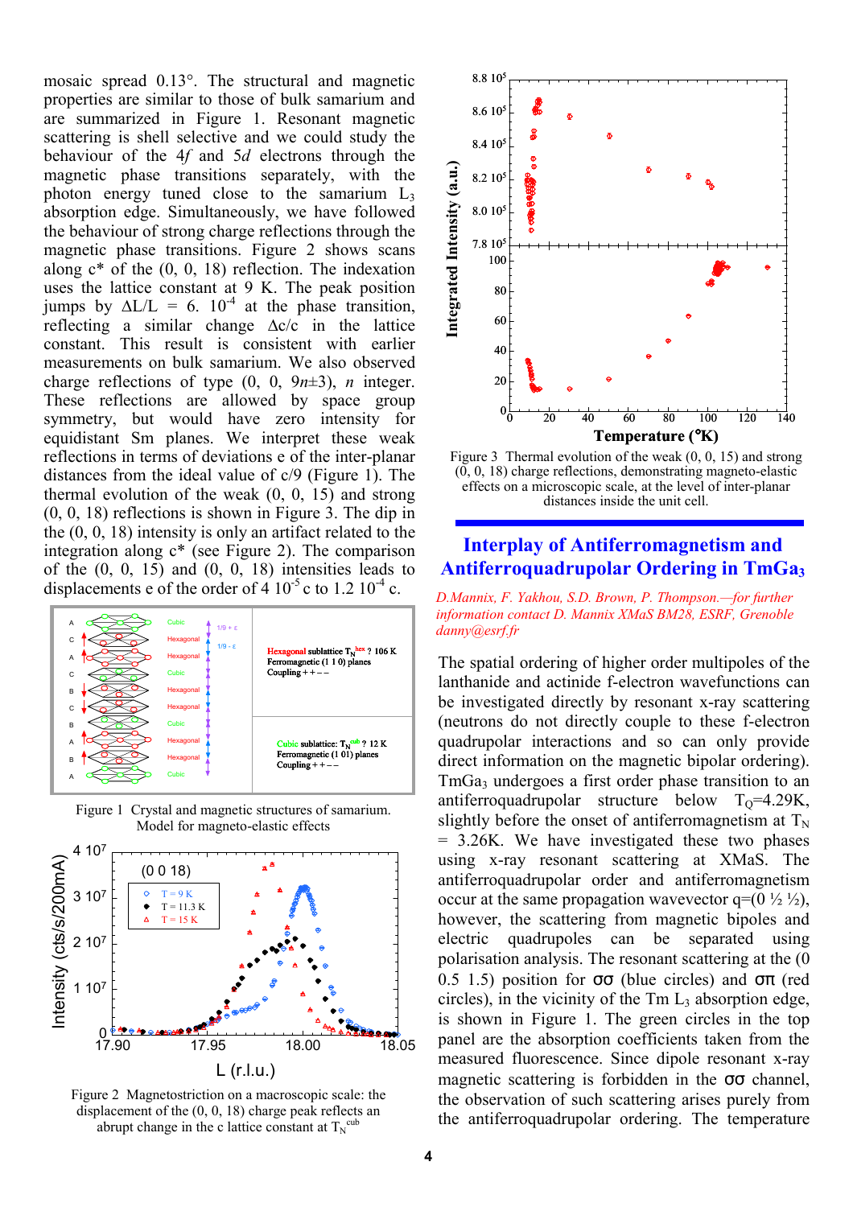mosaic spread 0.13°. The structural and magnetic properties are similar to those of bulk samarium and are summarized in Figure 1. Resonant magnetic scattering is shell selective and we could study the behaviour of the 4*f* and 5*d* electrons through the magnetic phase transitions separately, with the photon energy tuned close to the samarium $L_3$ absorption edge. Simultaneously, we have followed the behaviour of strong charge reflections through the magnetic phase transitions. Figure 2 shows scans along c* of the (0, 0, 18) reflection. The indexation uses the lattice constant at 9 K. The peak position jumps by $\Delta L/L = 6.\ 10^{-4}$ at the phase transition, reflecting a similar change $\Delta c/c$ in the lattice constant. This result is consistent with earlier measurements on bulk samarium. We also observed charge reflections of type (0, 0, 9*n*±3), *n* integer. These reflections are allowed by space group symmetry, but would have zero intensity for equidistant Sm planes. We interpret these weak reflections in terms of deviations e of the inter-planar distances from the ideal value of c/9 (Figure 1). The thermal evolution of the weak (0, 0, 15) and strong (0, 0, 18) reflections is shown in Figure 3. The dip in the (0, 0, 18) intensity is only an artifact related to the integration along c* (see Figure 2). The comparison of the (0, 0, 15) and (0, 0, 18) intensities leads to displacements e of the order of $4\ 10^{-5}$ c to $1.2\ 10^{-4}$ c.

Figure 1 Crystal and magnetic structures of samarium. Model for magneto-elastic effects

Figure 2 Magnetostriction on a macroscopic scale: the displacement of the (0, 0, 18) charge peak reflects an abrupt change in the c lattice constant at $T_N^{cub}$

Figure 3 Thermal evolution of the weak (0, 0, 15) and strong (0, 0, 18) charge reflections, demonstrating magneto-elastic effects on a microscopic scale, at the level of inter-planar distances inside the unit cell.

## Interplay of Antiferromagnetism and Antiferroquadrupolar Ordering in $TmGa_3$

*D.Mannix, F. Yakhou, S.D. Brown, P. Thompson.—for further information contact D. Mannix XMaS BM28, ESRF, Grenoble danny@esrf.fr*

The spatial ordering of higher order multipoles of the lanthanide and actinide f-electron wavefunctions can be investigated directly by resonant x-ray scattering (neutrons do not directly couple to these f-electron quadrupolar interactions and so can only provide direct information on the magnetic bipolar ordering). $TmGa_3$ undergoes a first order phase transition to an antiferroquadrupolar structure below $T_Q$=4.29K, slightly before the onset of antiferromagnetism at $T_N$ = 3.26K. We have investigated these two phases using x-ray resonant scattering at XMaS. The antiferroquadrupolar order and antiferromagnetism occur at the same propagation wavevector q=(0 ½ ½), however, the scattering from magnetic bipoles and electric quadrupoles can be separated using polarisation analysis. The resonant scattering at the (0 0.5 1.5) position for σσ (blue circles) and σπ (red circles), in the vicinity of the Tm $L_3$ absorption edge, is shown in Figure 1. The green circles in the top panel are the absorption coefficients taken from the measured fluorescence. Since dipole resonant x-ray magnetic scattering is forbidden in the σσ channel, the observation of such scattering arises purely from the antiferroquadrupolar ordering. The temperature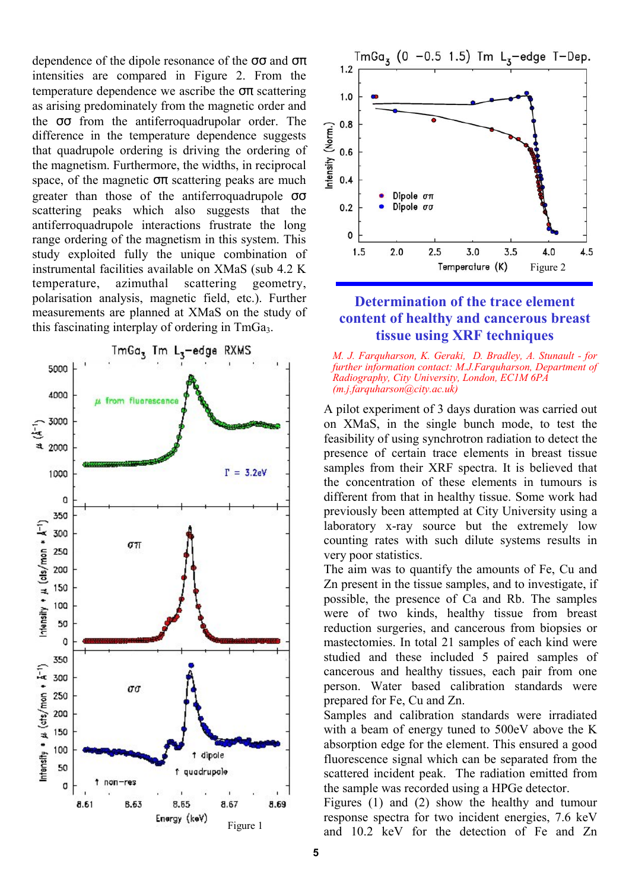dependence of the dipole resonance of the σσ and σπ intensities are compared in Figure 2. From the temperature dependence we ascribe the σπ scattering as arising predominately from the magnetic order and the σσ from the antiferroquadrupolar order. The difference in the temperature dependence suggests that quadrupole ordering is driving the ordering of the magnetism. Furthermore, the widths, in reciprocal space, of the magnetic σπ scattering peaks are much greater than those of the antiferroquadrupole σσ scattering peaks which also suggests that the antiferroquadrupole interactions frustrate the long range ordering of the magnetism in this system. This study exploited fully the unique combination of instrumental facilities available on XMaS (sub 4.2 K temperature, azimuthal scattering geometry, polarisation analysis, magnetic field, etc.). Further measurements are planned at XMaS on the study of this fascinating interplay of ordering in $TmGa_3$.

Figure 1

Figure 2

## Determination of the trace element content of healthy and cancerous breast tissue using XRF techniques

*M. J. Farquharson, K. Geraki, D. Bradley, A. Stunault - for further information contact: M.J.Farquharson, Department of Radiography, City University, London, EC1M 6PA (m.j.farquharson@city.ac.uk)*

A pilot experiment of 3 days duration was carried out on XMaS, in the single bunch mode, to test the feasibility of using synchrotron radiation to detect the presence of certain trace elements in breast tissue samples from their XRF spectra. It is believed that the concentration of these elements in tumours is different from that in healthy tissue. Some work had previously been attempted at City University using a laboratory x-ray source but the extremely low counting rates with such dilute systems results in very poor statistics.

The aim was to quantify the amounts of Fe, Cu and Zn present in the tissue samples, and to investigate, if possible, the presence of Ca and Rb. The samples were of two kinds, healthy tissue from breast reduction surgeries, and cancerous from biopsies or mastectomies. In total 21 samples of each kind were studied and these included 5 paired samples of cancerous and healthy tissues, each pair from one person. Water based calibration standards were prepared for Fe, Cu and Zn.

Samples and calibration standards were irradiated with a beam of energy tuned to 500eV above the K absorption edge for the element. This ensured a good fluorescence signal which can be separated from the scattered incident peak. The radiation emitted from the sample was recorded using a HPGe detector.

Figures (1) and (2) show the healthy and tumour response spectra for two incident energies, 7.6 keV and 10.2 keV for the detection of Fe and Zn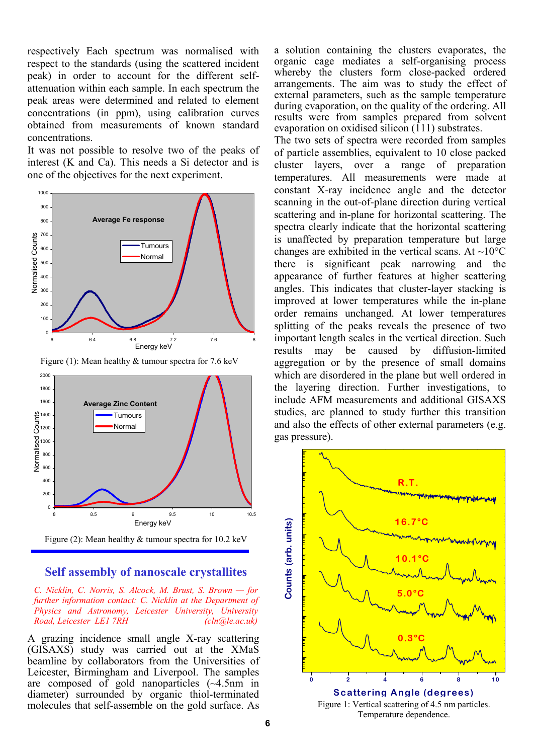respectively Each spectrum was normalised with respect to the standards (using the scattered incident peak) in order to account for the different self-attenuation within each sample. In each spectrum the peak areas were determined and related to element concentrations (in ppm), using calibration curves obtained from measurements of known standard concentrations.

It was not possible to resolve two of the peaks of interest (K and Ca). This needs a Si detector and is one of the objectives for the next experiment.

Figure (1): Mean healthy & tumour spectra for 7.6 keV

Figure (2): Mean healthy & tumour spectra for 10.2 keV

## Self assembly of nanoscale crystallites

*C. Nicklin, C. Norris, S. Alcock, M. Brust, S. Brown — for further information contact: C. Nicklin at the Department of Physics and Astronomy, Leicester University, University Road, Leicester LE1 7RH (cln@le.ac.uk)*

A grazing incidence small angle X-ray scattering (GISAXS) study was carried out at the XMaS beamline by collaborators from the Universities of Leicester, Birmingham and Liverpool. The samples are composed of gold nanoparticles (~4.5nm in diameter) surrounded by organic thiol-terminated molecules that self-assemble on the gold surface. As a solution containing the clusters evaporates, the organic cage mediates a self-organising process whereby the clusters form close-packed ordered arrangements. The aim was to study the effect of external parameters, such as the sample temperature during evaporation, on the quality of the ordering. All results were from samples prepared from solvent evaporation on oxidised silicon (111) substrates.

The two sets of spectra were recorded from samples of particle assemblies, equivalent to 10 close packed cluster layers, over a range of preparation temperatures. All measurements were made at constant X-ray incidence angle and the detector scanning in the out-of-plane direction during vertical scattering and in-plane for horizontal scattering. The spectra clearly indicate that the horizontal scattering is unaffected by preparation temperature but large changes are exhibited in the vertical scans. At ~10°C there is significant peak narrowing and the appearance of further features at higher scattering angles. This indicates that cluster-layer stacking is improved at lower temperatures while the in-plane order remains unchanged. At lower temperatures splitting of the peaks reveals the presence of two important length scales in the vertical direction. Such results may be caused by diffusion-limited aggregation or by the presence of small domains which are disordered in the plane but well ordered in the layering direction. Further investigations, to include AFM measurements and additional GISAXS studies, are planned to study further this transition and also the effects of other external parameters (e.g. gas pressure).

Figure 1: Vertical scattering of 4.5 nm particles. Temperature dependence.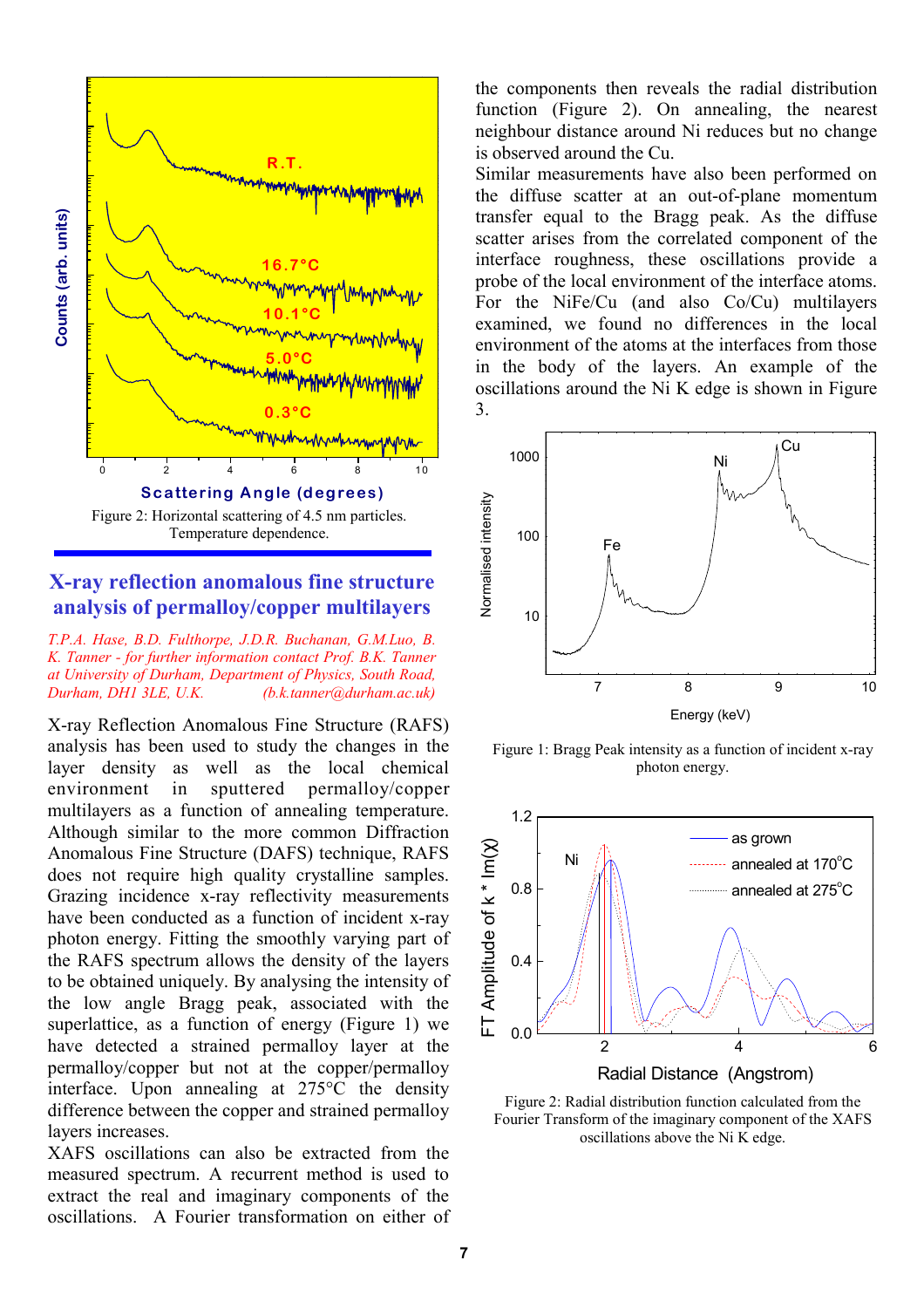Figure 2: Horizontal scattering of 4.5 nm particles. Temperature dependence.

## X-ray reflection anomalous fine structure analysis of permalloy/copper multilayers

*T.P.A. Hase, B.D. Fulthorpe, J.D.R. Buchanan, G.M.Luo, B. K. Tanner - for further information contact Prof. B.K. Tanner at University of Durham, Department of Physics, South Road, Durham, DH1 3LE, U.K. (b.k.tanner@durham.ac.uk)*

X-ray Reflection Anomalous Fine Structure (RAFS) analysis has been used to study the changes in the layer density as well as the local chemical environment in sputtered permalloy/copper multilayers as a function of annealing temperature. Although similar to the more common Diffraction Anomalous Fine Structure (DAFS) technique, RAFS does not require high quality crystalline samples. Grazing incidence x-ray reflectivity measurements have been conducted as a function of incident x-ray photon energy. Fitting the smoothly varying part of the RAFS spectrum allows the density of the layers to be obtained uniquely. By analysing the intensity of the low angle Bragg peak, associated with the superlattice, as a function of energy (Figure 1) we have detected a strained permalloy layer at the permalloy/copper but not at the copper/permalloy interface. Upon annealing at 275°C the density difference between the copper and strained permalloy layers increases.

XAFS oscillations can also be extracted from the measured spectrum. A recurrent method is used to extract the real and imaginary components of the oscillations. A Fourier transformation on either of the components then reveals the radial distribution function (Figure 2). On annealing, the nearest neighbour distance around Ni reduces but no change is observed around the Cu.

Similar measurements have also been performed on the diffuse scatter at an out-of-plane momentum transfer equal to the Bragg peak. As the diffuse scatter arises from the correlated component of the interface roughness, these oscillations provide a probe of the local environment of the interface atoms. For the NiFe/Cu (and also Co/Cu) multilayers examined, we found no differences in the local environment of the atoms at the interfaces from those in the body of the layers. An example of the oscillations around the Ni K edge is shown in Figure 3.

Figure 1: Bragg Peak intensity as a function of incident x-ray photon energy.

Figure 2: Radial distribution function calculated from the Fourier Transform of the imaginary component of the XAFS oscillations above the Ni K edge.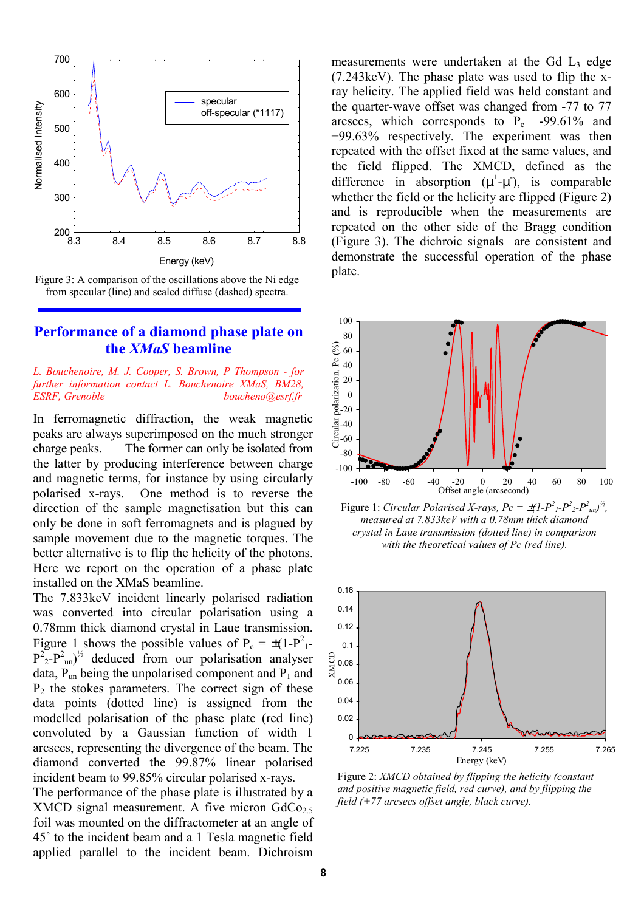Figure 3: A comparison of the oscillations above the Ni edge from specular (line) and scaled diffuse (dashed) spectra.

## Performance of a diamond phase plate on the *XMaS* beamline

*L. Bouchenoire, M. J. Cooper, S. Brown, P Thompson - for further information contact L. Bouchenoire XMaS, BM28, ESRF, Grenoble boucheno@esrf.fr*

In ferromagnetic diffraction, the weak magnetic peaks are always superimposed on the much stronger charge peaks. The former can only be isolated from the latter by producing interference between charge and magnetic terms, for instance by using circularly polarised x-rays. One method is to reverse the direction of the sample magnetisation but this can only be done in soft ferromagnets and is plagued by sample movement due to the magnetic torques. The better alternative is to flip the helicity of the photons. Here we report on the operation of a phase plate installed on the XMaS beamline.

The 7.833keV incident linearly polarised radiation was converted into circular polarisation using a 0.78mm thick diamond crystal in Laue transmission. Figure 1 shows the possible values of $P_c = \pm(1-P^2_1-P^2_2-P^2_{un})^{½}$ deduced from our polarisation analyser data, $P_{un}$ being the unpolarised component and $P_1$ and $P_2$ the stokes parameters. The correct sign of these data points (dotted line) is assigned from the modelled polarisation of the phase plate (red line) convoluted by a Gaussian function of width 1 arcsecs, representing the divergence of the beam. The diamond converted the 99.87% linear polarised incident beam to 99.85% circular polarised x-rays.

The performance of the phase plate is illustrated by a XMCD signal measurement. A five micron $GdCo_{2.5}$ foil was mounted on the diffractometer at an angle of 45˚ to the incident beam and a 1 Tesla magnetic field applied parallel to the incident beam. Dichroism measurements were undertaken at the Gd $L_3$ edge (7.243keV). The phase plate was used to flip the x-ray helicity. The applied field was held constant and the quarter-wave offset was changed from -77 to 77 arcsecs, which corresponds to $P_c$ -99.61% and +99.63% respectively. The experiment was then repeated with the offset fixed at the same values, and the field flipped. The XMCD, defined as the difference in absorption ($\mu^+$-$\mu^-$), is comparable whether the field or the helicity are flipped (Figure 2) and is reproducible when the measurements are repeated on the other side of the Bragg condition (Figure 3). The dichroic signals are consistent and demonstrate the successful operation of the phase plate.

Figure 1: *Circular Polarised X-rays, $Pc = \pm(1-P^2_1-P^2_2-P^2_{un})^{½}$, measured at 7.833keV with a 0.78mm thick diamond crystal in Laue transmission (dotted line) in comparison with the theoretical values of Pc (red line).*

Figure 2: *XMCD obtained by flipping the helicity (constant and positive magnetic field, red curve), and by flipping the field (+77 arcsecs offset angle, black curve).*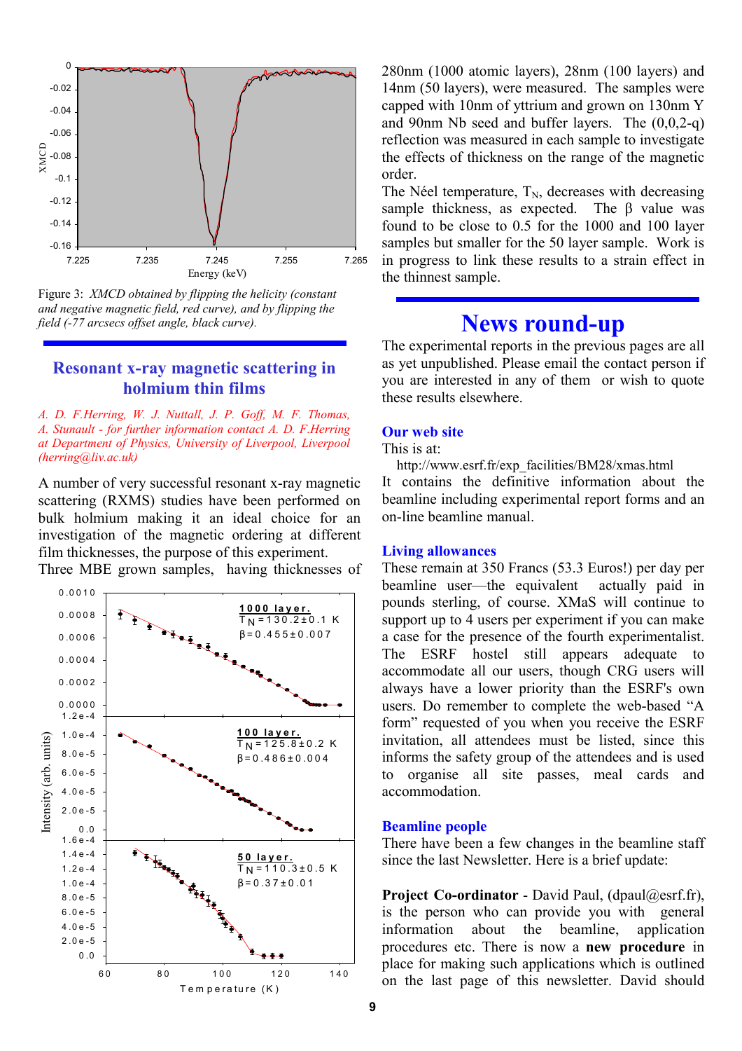Figure 3: *XMCD obtained by flipping the helicity (constant and negative magnetic field, red curve), and by flipping the field (-77 arcsecs offset angle, black curve).*

## Resonant x-ray magnetic scattering in holmium thin films

*A. D. F.Herring, W. J. Nuttall, J. P. Goff, M. F. Thomas, A. Stunault - for further information contact A. D. F.Herring at Department of Physics, University of Liverpool, Liverpool (herring@liv.ac.uk)*

A number of very successful resonant x-ray magnetic scattering (RXMS) studies have been performed on bulk holmium making it an ideal choice for an investigation of the magnetic ordering at different film thicknesses, the purpose of this experiment.

Three MBE grown samples, having thicknesses of 280nm (1000 atomic layers), 28nm (100 layers) and 14nm (50 layers), were measured. The samples were capped with 10nm of yttrium and grown on 130nm Y and 90nm Nb seed and buffer layers. The (0,0,2-q) reflection was measured in each sample to investigate the effects of thickness on the range of the magnetic order.

The Néel temperature, $T_N$, decreases with decreasing sample thickness, as expected. The β value was found to be close to 0.5 for the 1000 and 100 layer samples but smaller for the 50 layer sample. Work is in progress to link these results to a strain effect in the thinnest sample.

# News round-up

The experimental reports in the previous pages are all as yet unpublished. Please email the contact person if you are interested in any of them or wish to quote these results elsewhere.

### Our web site

This is at:

http://www.esrf.fr/exp_facilities/BM28/xmas.html

It contains the definitive information about the beamline including experimental report forms and an on-line beamline manual.

### Living allowances

These remain at 350 Francs (53.3 Euros!) per day per beamline user—the equivalent actually paid in pounds sterling, of course. XMaS will continue to support up to 4 users per experiment if you can make a case for the presence of the fourth experimentalist. The ESRF hostel still appears adequate to accommodate all our users, though CRG users will always have a lower priority than the ESRF's own users. Do remember to complete the web-based "A form" requested of you when you receive the ESRF invitation, all attendees must be listed, since this informs the safety group of the attendees and is used to organise all site passes, meal cards and accommodation.

### Beamline people

There have been a few changes in the beamline staff since the last Newsletter. Here is a brief update:

**Project Co-ordinator** - David Paul, (dpaul@esrf.fr), is the person who can provide you with general information about the beamline, application procedures etc. There is now a **new procedure** in place for making such applications which is outlined on the last page of this newsletter. David should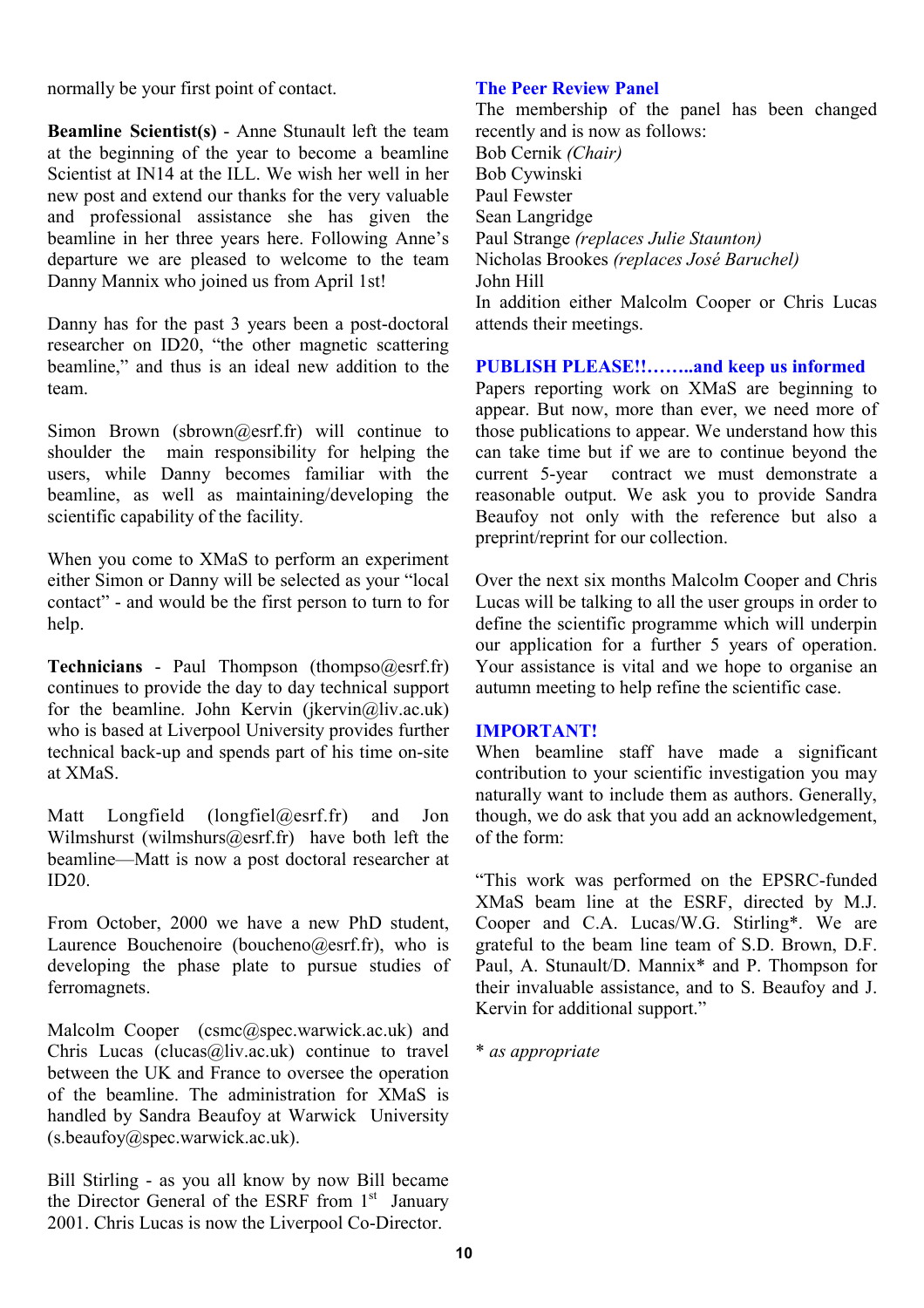normally be your first point of contact.

**Beamline Scientist(s)** - Anne Stunault left the team at the beginning of the year to become a beamline Scientist at IN14 at the ILL. We wish her well in her new post and extend our thanks for the very valuable and professional assistance she has given the beamline in her three years here. Following Anne's departure we are pleased to welcome to the team Danny Mannix who joined us from April 1st!

Danny has for the past 3 years been a post-doctoral researcher on ID20, "the other magnetic scattering beamline," and thus is an ideal new addition to the team.

Simon Brown (sbrown@esrf.fr) will continue to shoulder the main responsibility for helping the users, while Danny becomes familiar with the beamline, as well as maintaining/developing the scientific capability of the facility.

When you come to XMaS to perform an experiment either Simon or Danny will be selected as your "local contact" - and would be the first person to turn to for help.

**Technicians** - Paul Thompson (thompso@esrf.fr) continues to provide the day to day technical support for the beamline. John Kervin (jkervin@liv.ac.uk) who is based at Liverpool University provides further technical back-up and spends part of his time on-site at XMaS.

Matt Longfield (longfiel@esrf.fr) and Jon Wilmshurst (wilmshurs@esrf.fr) have both left the beamline—Matt is now a post doctoral researcher at ID20.

From October, 2000 we have a new PhD student, Laurence Bouchenoire (boucheno@esrf.fr), who is developing the phase plate to pursue studies of ferromagnets.

Malcolm Cooper (csmc@spec.warwick.ac.uk) and Chris Lucas (clucas@liv.ac.uk) continue to travel between the UK and France to oversee the operation of the beamline. The administration for XMaS is handled by Sandra Beaufoy at Warwick University (s.beaufoy@spec.warwick.ac.uk).

Bill Stirling - as you all know by now Bill became the Director General of the ESRF from 1st January 2001. Chris Lucas is now the Liverpool Co-Director.

## The Peer Review Panel

The membership of the panel has been changed recently and is now as follows:

Bob Cernik *(Chair)*
Bob Cywinski
Paul Fewster
Sean Langridge
Paul Strange *(replaces Julie Staunton)*
Nicholas Brookes *(replaces José Baruchel)*
John Hill

In addition either Malcolm Cooper or Chris Lucas attends their meetings.

## PUBLISH PLEASE!!……..and keep us informed

Papers reporting work on XMaS are beginning to appear. But now, more than ever, we need more of those publications to appear. We understand how this can take time but if we are to continue beyond the current 5-year contract we must demonstrate a reasonable output. We ask you to provide Sandra Beaufoy not only with the reference but also a preprint/reprint for our collection.

Over the next six months Malcolm Cooper and Chris Lucas will be talking to all the user groups in order to define the scientific programme which will underpin our application for a further 5 years of operation. Your assistance is vital and we hope to organise an autumn meeting to help refine the scientific case.

## IMPORTANT!

When beamline staff have made a significant contribution to your scientific investigation you may naturally want to include them as authors. Generally, though, we do ask that you add an acknowledgement, of the form:

"This work was performed on the EPSRC-funded XMaS beam line at the ESRF, directed by M.J. Cooper and C.A. Lucas/W.G. Stirling*. We are grateful to the beam line team of S.D. Brown, D.F. Paul, A. Stunault/D. Mannix* and P. Thompson for their invaluable assistance, and to S. Beaufoy and J. Kervin for additional support."

\* *as appropriate*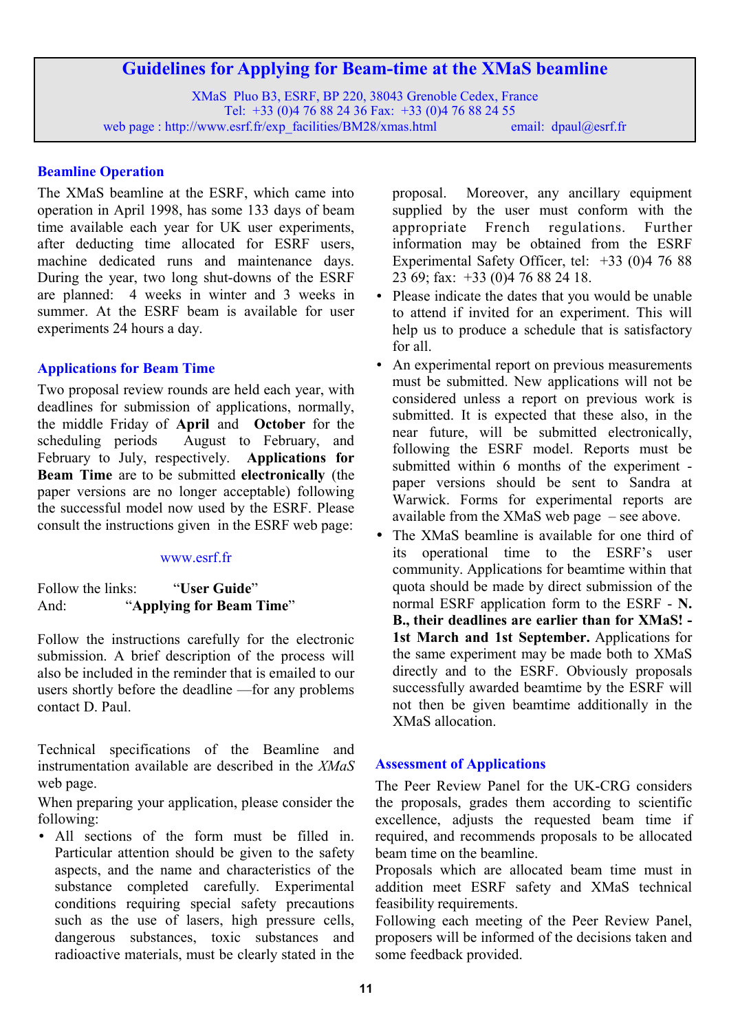## Guidelines for Applying for Beam-time at the XMaS beamline

XMaS Pluo B3, ESRF, BP 220, 38043 Grenoble Cedex, France
Tel: +33 (0)4 76 88 24 36 Fax: +33 (0)4 76 88 24 55
web page : http://www.esrf.fr/exp_facilities/BM28/xmas.html email: dpaul@esrf.fr

### Beamline Operation

The XMaS beamline at the ESRF, which came into operation in April 1998, has some 133 days of beam time available each year for UK user experiments, after deducting time allocated for ESRF users, machine dedicated runs and maintenance days. During the year, two long shut-downs of the ESRF are planned: 4 weeks in winter and 3 weeks in summer. At the ESRF beam is available for user experiments 24 hours a day.

### Applications for Beam Time

Two proposal review rounds are held each year, with deadlines for submission of applications, normally, the middle Friday of **April** and **October** for the scheduling periods August to February, and February to July, respectively. **Applications for Beam Time** are to be submitted **electronically** (the paper versions are no longer acceptable) following the successful model now used by the ESRF. Please consult the instructions given in the ESRF web page:

www.esrf.fr

Follow the links: "**User Guide**"
And: "**Applying for Beam Time**"

Follow the instructions carefully for the electronic submission. A brief description of the process will also be included in the reminder that is emailed to our users shortly before the deadline —for any problems contact D. Paul.

Technical specifications of the Beamline and instrumentation available are described in the *XMaS* web page.

When preparing your application, please consider the following:

- All sections of the form must be filled in. Particular attention should be given to the safety aspects, and the name and characteristics of the substance completed carefully. Experimental conditions requiring special safety precautions such as the use of lasers, high pressure cells, dangerous substances, toxic substances and radioactive materials, must be clearly stated in the proposal. Moreover, any ancillary equipment supplied by the user must conform with the appropriate French regulations. Further information may be obtained from the ESRF Experimental Safety Officer, tel: +33 (0)4 76 88 23 69; fax: +33 (0)4 76 88 24 18.
- Please indicate the dates that you would be unable to attend if invited for an experiment. This will help us to produce a schedule that is satisfactory for all.
- An experimental report on previous measurements must be submitted. New applications will not be considered unless a report on previous work is submitted. It is expected that these also, in the near future, will be submitted electronically, following the ESRF model. Reports must be submitted within 6 months of the experiment - paper versions should be sent to Sandra at Warwick. Forms for experimental reports are available from the XMaS web page – see above.
- The XMaS beamline is available for one third of its operational time to the ESRF's user community. Applications for beamtime within that quota should be made by direct submission of the normal ESRF application form to the ESRF - **N. B., their deadlines are earlier than for XMaS! - 1st March and 1st September.** Applications for the same experiment may be made both to XMaS directly and to the ESRF. Obviously proposals successfully awarded beamtime by the ESRF will not then be given beamtime additionally in the XMaS allocation.

### Assessment of Applications

The Peer Review Panel for the UK-CRG considers the proposals, grades them according to scientific excellence, adjusts the requested beam time if required, and recommends proposals to be allocated beam time on the beamline.

Proposals which are allocated beam time must in addition meet ESRF safety and XMaS technical feasibility requirements.

Following each meeting of the Peer Review Panel, proposers will be informed of the decisions taken and some feedback provided.